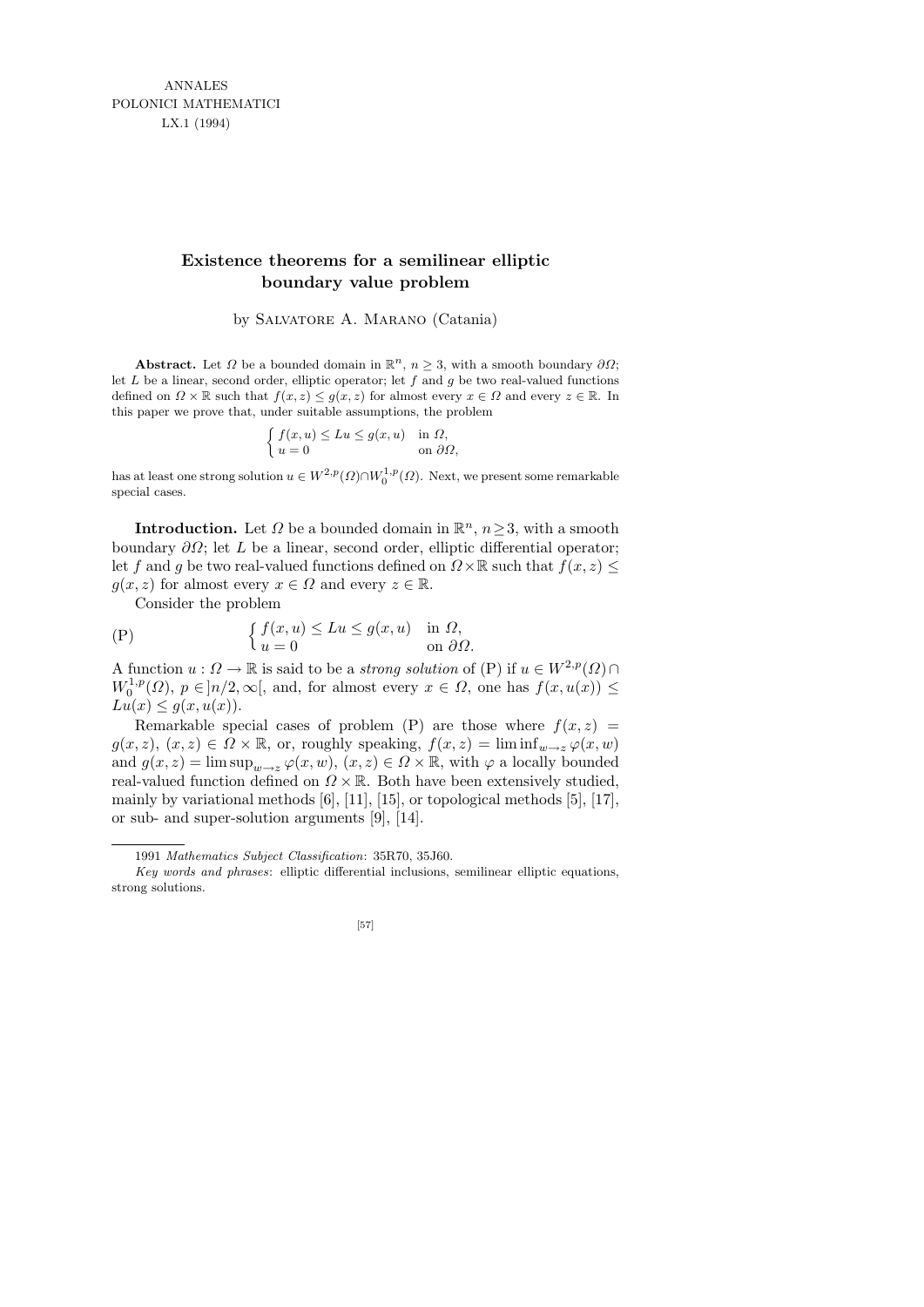ANNALES
POLONICI MATHEMATICI
LX.1 (1994)

# Existence theorems for a semilinear elliptic boundary value problem

by Salvatore A. Marano (Catania)

**Abstract.** Let $\Omega$ be a bounded domain in $\mathbb{R}^n$, $n \geq 3$, with a smooth boundary $\partial\Omega$; let $L$ be a linear, second order, elliptic operator; let $f$ and $g$ be two real-valued functions defined on $\Omega \times \mathbb{R}$ such that $f(x,z) \leq g(x,z)$ for almost every $x \in \Omega$ and every $z \in \mathbb{R}$. In this paper we prove that, under suitable assumptions, the problem

$$\begin{cases} f(x,u) \leq Lu \leq g(x,u) & \text{in } \Omega, \\ u = 0 & \text{on } \partial\Omega, \end{cases}$$

has at least one strong solution $u \in W^{2,p}(\Omega) \cap W_0^{1,p}(\Omega)$. Next, we present some remarkable special cases.

**Introduction.** Let $\Omega$ be a bounded domain in $\mathbb{R}^n$, $n \geq 3$, with a smooth boundary $\partial\Omega$; let $L$ be a linear, second order, elliptic differential operator; let $f$ and $g$ be two real-valued functions defined on $\Omega \times \mathbb{R}$ such that $f(x,z) \leq g(x,z)$ for almost every $x \in \Omega$ and every $z \in \mathbb{R}$.

Consider the problem

$$\text{(P)} \qquad \begin{cases} f(x,u) \leq Lu \leq g(x,u) & \text{in } \Omega, \\ u = 0 & \text{on } \partial\Omega. \end{cases}$$

A function $u : \Omega \to \mathbb{R}$ is said to be a *strong solution* of (P) if $u \in W^{2,p}(\Omega) \cap W_0^{1,p}(\Omega)$, $p \in ]n/2, \infty[$, and, for almost every $x \in \Omega$, one has $f(x, u(x)) \leq Lu(x) \leq g(x, u(x))$.

Remarkable special cases of problem (P) are those where $f(x,z) = g(x,z)$, $(x,z) \in \Omega \times \mathbb{R}$, or, roughly speaking, $f(x,z) = \liminf_{w \to z} \varphi(x,w)$ and $g(x,z) = \limsup_{w \to z} \varphi(x,w)$, $(x,z) \in \Omega \times \mathbb{R}$, with $\varphi$ a locally bounded real-valued function defined on $\Omega \times \mathbb{R}$. Both have been extensively studied, mainly by variational methods [6], [11], [15], or topological methods [5], [17], or sub- and super-solution arguments [9], [14].

1991 *Mathematics Subject Classification*: 35R70, 35J60.

*Key words and phrases*: elliptic differential inclusions, semilinear elliptic equations, strong solutions.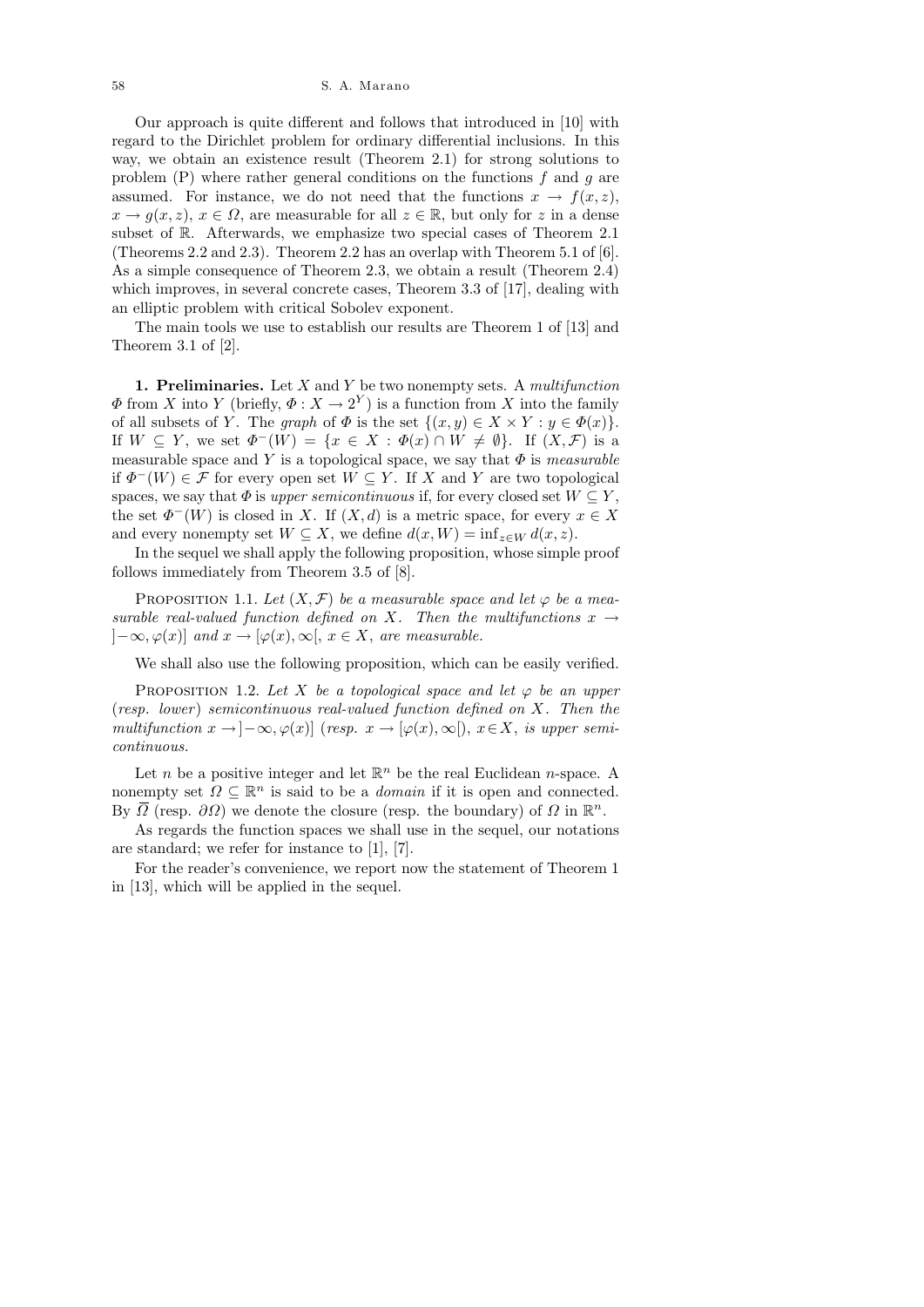Our approach is quite different and follows that introduced in [10] with regard to the Dirichlet problem for ordinary differential inclusions. In this way, we obtain an existence result (Theorem 2.1) for strong solutions to problem (P) where rather general conditions on the functions $f$ and $g$ are assumed. For instance, we do not need that the functions $x \to f(x,z)$, $x \to g(x,z)$, $x \in \Omega$, are measurable for all $z \in \mathbb{R}$, but only for $z$ in a dense subset of $\mathbb{R}$. Afterwards, we emphasize two special cases of Theorem 2.1 (Theorems 2.2 and 2.3). Theorem 2.2 has an overlap with Theorem 5.1 of [6]. As a simple consequence of Theorem 2.3, we obtain a result (Theorem 2.4) which improves, in several concrete cases, Theorem 3.3 of [17], dealing with an elliptic problem with critical Sobolev exponent.

The main tools we use to establish our results are Theorem 1 of [13] and Theorem 3.1 of [2].

**1. Preliminaries.** Let $X$ and $Y$ be two nonempty sets. A *multifunction* $\Phi$ from $X$ into $Y$ (briefly, $\Phi : X \to 2^Y$) is a function from $X$ into the family of all subsets of $Y$. The *graph* of $\Phi$ is the set $\{(x,y) \in X \times Y : y \in \Phi(x)\}$. If $W \subseteq Y$, we set $\Phi^-(W) = \{x \in X : \Phi(x) \cap W \neq \emptyset\}$. If $(X,\mathcal{F})$ is a measurable space and $Y$ is a topological space, we say that $\Phi$ is *measurable* if $\Phi^-(W) \in \mathcal{F}$ for every open set $W \subseteq Y$. If $X$ and $Y$ are two topological spaces, we say that $\Phi$ is *upper semicontinuous* if, for every closed set $W \subseteq Y$, the set $\Phi^-(W)$ is closed in $X$. If $(X,d)$ is a metric space, for every $x \in X$ and every nonempty set $W \subseteq X$, we define $d(x,W) = \inf_{z\in W} d(x,z)$.

In the sequel we shall apply the following proposition, whose simple proof follows immediately from Theorem 3.5 of [8].

Proposition 1.1. *Let $(X,\mathcal{F})$ be a measurable space and let $\varphi$ be a measurable real-valued function defined on $X$. Then the multifunctions $x \to ]-\infty,\varphi(x)]$ and $x \to [\varphi(x),\infty[$, $x \in X$, are measurable.*

We shall also use the following proposition, which can be easily verified.

Proposition 1.2. *Let $X$ be a topological space and let $\varphi$ be an upper* (*resp. lower*) *semicontinuous real-valued function defined on $X$. Then the multifunction $x \to ]-\infty,\varphi(x)]$* (*resp. $x \to [\varphi(x),\infty[$*), *$x \in X$, is upper semicontinuous.*

Let $n$ be a positive integer and let $\mathbb{R}^n$ be the real Euclidean $n$-space. A nonempty set $\Omega \subseteq \mathbb{R}^n$ is said to be a *domain* if it is open and connected. By $\overline{\Omega}$ (resp. $\partial\Omega$) we denote the closure (resp. the boundary) of $\Omega$ in $\mathbb{R}^n$.

As regards the function spaces we shall use in the sequel, our notations are standard; we refer for instance to [1], [7].

For the reader's convenience, we report now the statement of Theorem 1 in [13], which will be applied in the sequel.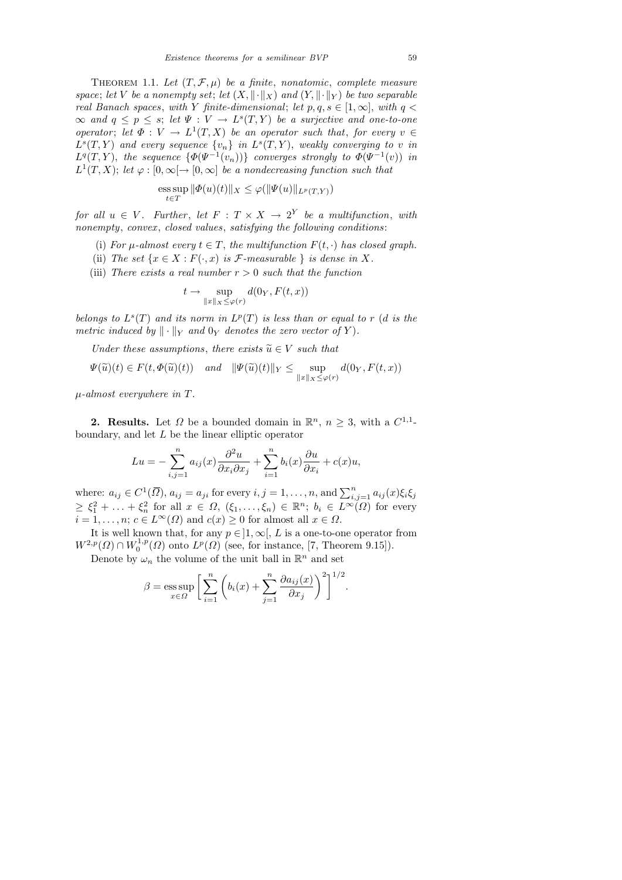Theorem 1.1. *Let $(T, \mathcal{F}, \mu)$ be a finite, nonatomic, complete measure space; let $V$ be a nonempty set; let $(X, \|\cdot\|_X)$ and $(Y, \|\cdot\|_Y)$ be two separable real Banach spaces, with $Y$ finite-dimensional; let $p, q, s \in [1, \infty]$, with $q < \infty$ and $q \le p \le s$; let $\Psi : V \to L^s(T, Y)$ be a surjective and one-to-one operator; let $\Phi : V \to L^1(T, X)$ be an operator such that, for every $v \in L^s(T, Y)$ and every sequence $\{v_n\}$ in $L^s(T, Y)$, weakly converging to $v$ in $L^q(T, Y)$, the sequence $\{\Phi(\Psi^{-1}(v_n))\}$ converges strongly to $\Phi(\Psi^{-1}(v))$ in $L^1(T, X)$; let $\varphi : [0, \infty[ \to [0, \infty]$ be a nondecreasing function such that*

$$\operatorname*{ess\,sup}_{t \in T} \|\Phi(u)(t)\|_X \le \varphi(\|\Psi(u)\|_{L^p(T,Y)})$$

*for all $u \in V$. Further, let $F : T \times X \to 2^Y$ be a multifunction, with nonempty, convex, closed values, satisfying the following conditions:*

(i) *For $\mu$-almost every $t \in T$, the multifunction $F(t, \cdot)$ has closed graph.*

(ii) *The set $\{x \in X : F(\cdot, x)$ is $\mathcal{F}$-measurable $\}$ is dense in $X$.*

(iii) *There exists a real number $r > 0$ such that the function*

$$t \to \sup_{\|x\|_X \le \varphi(r)} d(0_Y, F(t, x))$$

*belongs to $L^s(T)$ and its norm in $L^p(T)$ is less than or equal to $r$ ($d$ is the metric induced by $\|\cdot\|_Y$ and $0_Y$ denotes the zero vector of $Y$).*

*Under these assumptions, there exists $\widetilde{u} \in V$ such that*

$$\Psi(\widetilde{u})(t) \in F(t, \Phi(\widetilde{u})(t)) \quad \text{and} \quad \|\Psi(\widetilde{u})(t)\|_Y \le \sup_{\|x\|_X \le \varphi(r)} d(0_Y, F(t, x))$$

*$\mu$-almost everywhere in $T$.*

**2. Results.** Let $\Omega$ be a bounded domain in $\mathbb{R}^n$, $n \ge 3$, with a $C^{1,1}$-boundary, and let $L$ be the linear elliptic operator

$$Lu = -\sum_{i,j=1}^{n} a_{ij}(x) \frac{\partial^2 u}{\partial x_i \partial x_j} + \sum_{i=1}^{n} b_i(x) \frac{\partial u}{\partial x_i} + c(x)u,$$

where: $a_{ij} \in C^1(\overline{\Omega})$, $a_{ij} = a_{ji}$ for every $i, j = 1, \ldots, n$, and $\sum_{i,j=1}^{n} a_{ij}(x)\xi_i\xi_j \ge \xi_1^2 + \ldots + \xi_n^2$ for all $x \in \Omega$, $(\xi_1, \ldots, \xi_n) \in \mathbb{R}^n$; $b_i \in L^\infty(\Omega)$ for every $i = 1, \ldots, n$; $c \in L^\infty(\Omega)$ and $c(x) \ge 0$ for almost all $x \in \Omega$.

It is well known that, for any $p \in ]1, \infty[$, $L$ is a one-to-one operator from $W^{2,p}(\Omega) \cap W_0^{1,p}(\Omega)$ onto $L^p(\Omega)$ (see, for instance, [7, Theorem 9.15]).

Denote by $\omega_n$ the volume of the unit ball in $\mathbb{R}^n$ and set

$$\beta = \operatorname*{ess\,sup}_{x \in \Omega} \left[ \sum_{i=1}^{n} \left( b_i(x) + \sum_{j=1}^{n} \frac{\partial a_{ij}(x)}{\partial x_j} \right)^2 \right]^{1/2}.$$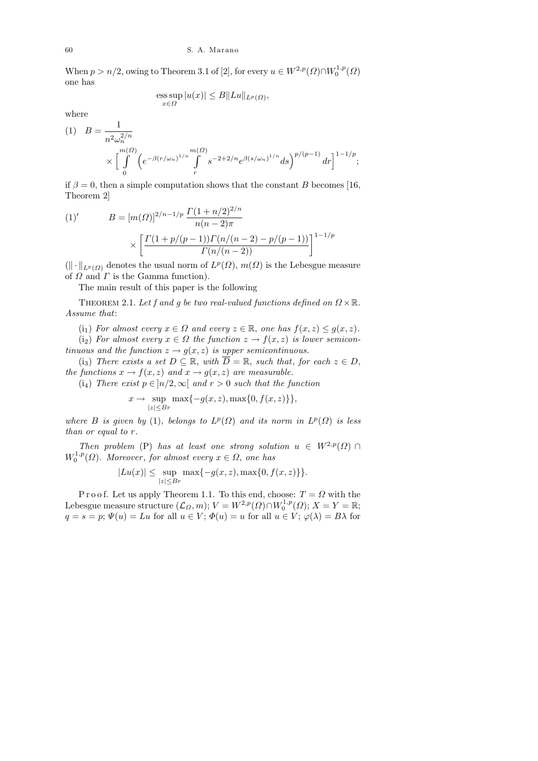When $p > n/2$, owing to Theorem 3.1 of [2], for every $u \in W^{2,p}(\Omega) \cap W_0^{1,p}(\Omega)$ one has

$$\operatorname*{ess\,sup}_{x \in \Omega} |u(x)| \leq B \|Lu\|_{L^p(\Omega)},$$

where

$$(1) \quad B = \frac{1}{n^2 \omega_n^{2/n}} \times \Bigg[ \int_0^{m(\Omega)} \Big( e^{-\beta(r/\omega_n)^{1/n}} \int_r^{m(\Omega)} s^{-2+2/n} e^{\beta(s/\omega_n)^{1/n}} ds \Big)^{p/(p-1)} dr \Bigg]^{1-1/p};$$

if $\beta = 0$, then a simple computation shows that the constant $B$ becomes [16, Theorem 2]

$$(1)' \qquad B = [m(\Omega)]^{2/n-1/p} \frac{\Gamma(1+n/2)^{2/n}}{n(n-2)\pi} \times \left[ \frac{\Gamma(1+p/(p-1))\Gamma(n/(n-2)-p/(p-1))}{\Gamma(n/(n-2))} \right]^{1-1/p}$$

($\|\cdot\|_{L^p(\Omega)}$ denotes the usual norm of $L^p(\Omega)$, $m(\Omega)$ is the Lebesgue measure of $\Omega$ and $\Gamma$ is the Gamma function).

The main result of this paper is the following

Theorem 2.1. *Let $f$ and $g$ be two real-valued functions defined on $\Omega \times \mathbb{R}$. Assume that*:

($i_1$) *For almost every $x \in \Omega$ and every $z \in \mathbb{R}$, one has $f(x,z) \leq g(x,z)$.*

($i_2$) *For almost every $x \in \Omega$ the function $z \to f(x,z)$ is lower semicontinuous and the function $z \to g(x,z)$ is upper semicontinuous.*

($i_3$) *There exists a set $D \subseteq \mathbb{R}$, with $\overline{D} = \mathbb{R}$, such that, for each $z \in D$, the functions $x \to f(x,z)$ and $x \to g(x,z)$ are measurable.*

($i_4$) *There exist $p \in ]n/2, \infty[$ and $r > 0$ such that the function*

$$x \to \sup_{|z| \leq Br} \max\{-g(x,z), \max\{0, f(x,z)\}\},$$

*where $B$ is given by* (1), *belongs to $L^p(\Omega)$ and its norm in $L^p(\Omega)$ is less than or equal to $r$.*

*Then problem* (P) *has at least one strong solution $u \in W^{2,p}(\Omega) \cap W_0^{1,p}(\Omega)$. Moreover, for almost every $x \in \Omega$, one has*

$$|Lu(x)| \leq \sup_{|z| \leq Br} \max\{-g(x,z), \max\{0, f(x,z)\}\}.$$

Proof. Let us apply Theorem 1.1. To this end, choose: $T = \Omega$ with the Lebesgue measure structure $(\mathcal{L}_\Omega, m)$; $V = W^{2,p}(\Omega) \cap W_0^{1,p}(\Omega)$; $X = Y = \mathbb{R}$; $q = s = p$; $\Psi(u) = Lu$ for all $u \in V$; $\Phi(u) = u$ for all $u \in V$; $\varphi(\lambda) = B\lambda$ for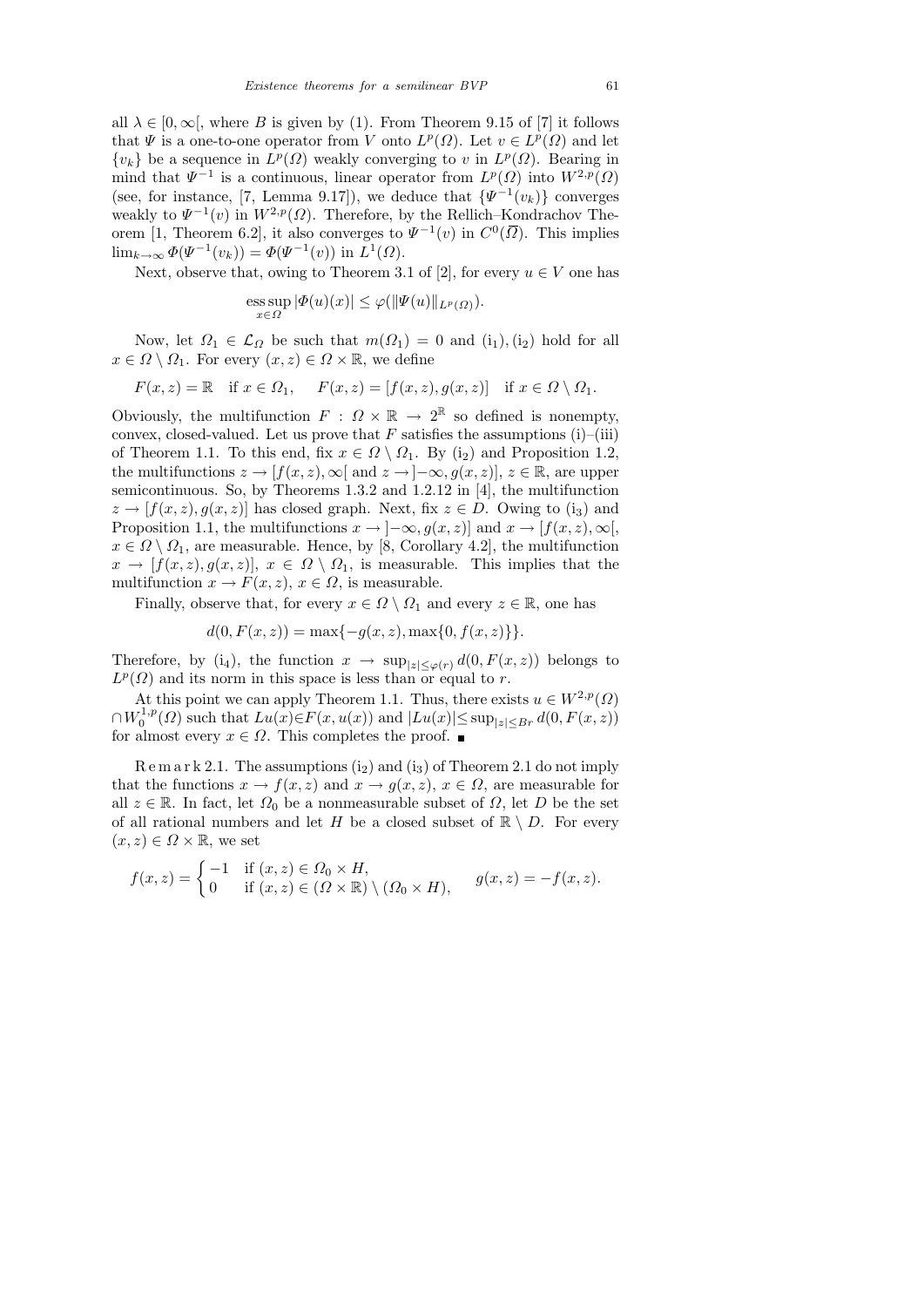all $\lambda \in [0, \infty[$, where $B$ is given by (1). From Theorem 9.15 of [7] it follows that $\Psi$ is a one-to-one operator from $V$ onto $L^p(\Omega)$. Let $v \in L^p(\Omega)$ and let $\{v_k\}$ be a sequence in $L^p(\Omega)$ weakly converging to $v$ in $L^p(\Omega)$. Bearing in mind that $\Psi^{-1}$ is a continuous, linear operator from $L^p(\Omega)$ into $W^{2,p}(\Omega)$ (see, for instance, [7, Lemma 9.17]), we deduce that $\{\Psi^{-1}(v_k)\}$ converges weakly to $\Psi^{-1}(v)$ in $W^{2,p}(\Omega)$. Therefore, by the Rellich–Kondrachov Theorem [1, Theorem 6.2], it also converges to $\Psi^{-1}(v)$ in $C^0(\overline{\Omega})$. This implies $\lim_{k\to\infty} \Phi(\Psi^{-1}(v_k)) = \Phi(\Psi^{-1}(v))$ in $L^1(\Omega)$.

Next, observe that, owing to Theorem 3.1 of [2], for every $u \in V$ one has

$$\operatorname*{ess\,sup}_{x\in\Omega} |\Phi(u)(x)| \le \varphi(\|\Psi(u)\|_{L^p(\Omega)}).$$

Now, let $\Omega_1 \in \mathcal{L}_\Omega$ be such that $m(\Omega_1) = 0$ and $(\mathrm{i}_1), (\mathrm{i}_2)$ hold for all $x \in \Omega \setminus \Omega_1$. For every $(x, z) \in \Omega \times \mathbb{R}$, we define

$$F(x,z) = \mathbb{R} \quad \text{if } x \in \Omega_1, \qquad F(x,z) = [f(x,z), g(x,z)] \quad \text{if } x \in \Omega \setminus \Omega_1.$$

Obviously, the multifunction $F : \Omega \times \mathbb{R} \to 2^{\mathbb{R}}$ so defined is nonempty, convex, closed-valued. Let us prove that $F$ satisfies the assumptions (i)–(iii) of Theorem 1.1. To this end, fix $x \in \Omega \setminus \Omega_1$. By $(\mathrm{i}_2)$ and Proposition 1.2, the multifunctions $z \to [f(x,z), \infty[$ and $z \to ]-\infty, g(x,z)]$, $z \in \mathbb{R}$, are upper semicontinuous. So, by Theorems 1.3.2 and 1.2.12 in [4], the multifunction $z \to [f(x,z), g(x,z)]$ has closed graph. Next, fix $z \in D$. Owing to $(\mathrm{i}_3)$ and Proposition 1.1, the multifunctions $x \to ]-\infty, g(x,z)]$ and $x \to [f(x,z), \infty[$, $x \in \Omega \setminus \Omega_1$, are measurable. Hence, by [8, Corollary 4.2], the multifunction $x \to [f(x,z), g(x,z)]$, $x \in \Omega \setminus \Omega_1$, is measurable. This implies that the multifunction $x \to F(x,z)$, $x \in \Omega$, is measurable.

Finally, observe that, for every $x \in \Omega \setminus \Omega_1$ and every $z \in \mathbb{R}$, one has

$$d(0, F(x,z)) = \max\{-g(x,z), \max\{0, f(x,z)\}\}.$$

Therefore, by $(\mathrm{i}_4)$, the function $x \to \sup_{|z|\le\varphi(r)} d(0, F(x,z))$ belongs to $L^p(\Omega)$ and its norm in this space is less than or equal to $r$.

At this point we can apply Theorem 1.1. Thus, there exists $u \in W^{2,p}(\Omega) \cap W_0^{1,p}(\Omega)$ such that $Lu(x) \in F(x, u(x))$ and $|Lu(x)| \le \sup_{|z|\le Br} d(0, F(x,z))$ for almost every $x \in \Omega$. This completes the proof. ∎

Remark 2.1. The assumptions $(\mathrm{i}_2)$ and $(\mathrm{i}_3)$ of Theorem 2.1 do not imply that the functions $x \to f(x,z)$ and $x \to g(x,z)$, $x \in \Omega$, are measurable for all $z \in \mathbb{R}$. In fact, let $\Omega_0$ be a nonmeasurable subset of $\Omega$, let $D$ be the set of all rational numbers and let $H$ be a closed subset of $\mathbb{R} \setminus D$. For every $(x,z) \in \Omega \times \mathbb{R}$, we set

$$f(x,z) = \begin{cases} -1 & \text{if } (x,z) \in \Omega_0 \times H, \\ 0 & \text{if } (x,z) \in (\Omega \times \mathbb{R}) \setminus (\Omega_0 \times H), \end{cases} \qquad g(x,z) = -f(x,z).$$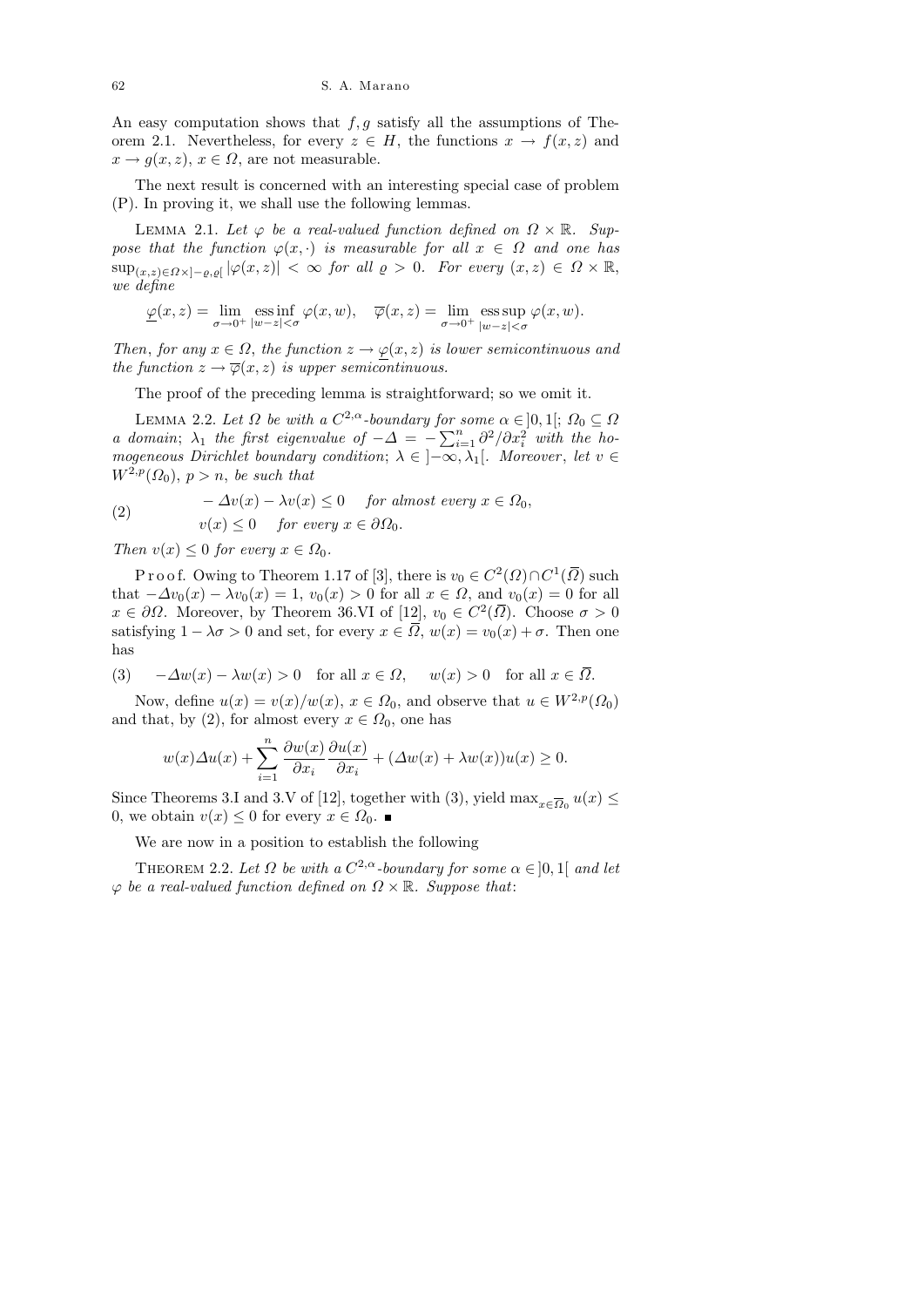An easy computation shows that $f, g$ satisfy all the assumptions of Theorem 2.1. Nevertheless, for every $z \in H$, the functions $x \to f(x,z)$ and $x \to g(x,z)$, $x \in \Omega$, are not measurable.

The next result is concerned with an interesting special case of problem (P). In proving it, we shall use the following lemmas.

LEMMA 2.1. *Let $\varphi$ be a real-valued function defined on $\Omega \times \mathbb{R}$. Suppose that the function $\varphi(x,\cdot)$ is measurable for all $x \in \Omega$ and one has $\sup_{(x,z)\in\Omega\times]-\varrho,\varrho[} |\varphi(x,z)| < \infty$ for all $\varrho > 0$. For every $(x,z) \in \Omega \times \mathbb{R}$, we define*

$$\underline{\varphi}(x,z) = \lim_{\sigma\to 0^+} \operatorname*{ess\,inf}_{|w-z|<\sigma} \varphi(x,w), \quad \overline{\varphi}(x,z) = \lim_{\sigma\to 0^+} \operatorname*{ess\,sup}_{|w-z|<\sigma} \varphi(x,w).$$

*Then, for any $x \in \Omega$, the function $z \to \underline{\varphi}(x,z)$ is lower semicontinuous and the function $z \to \overline{\varphi}(x,z)$ is upper semicontinuous.*

The proof of the preceding lemma is straightforward; so we omit it.

LEMMA 2.2. *Let $\Omega$ be with a $C^{2,\alpha}$-boundary for some $\alpha \in ]0,1[$; $\Omega_0 \subseteq \Omega$ a domain; $\lambda_1$ the first eigenvalue of $-\Delta = -\sum_{i=1}^n \partial^2/\partial x_i^2$ with the homogeneous Dirichlet boundary condition; $\lambda \in ]-\infty,\lambda_1[$. Moreover, let $v \in W^{2,p}(\Omega_0)$, $p > n$, be such that*

$$\begin{aligned} &-\Delta v(x) - \lambda v(x) \le 0 \quad \text{for almost every } x \in \Omega_0, \\ &v(x) \le 0 \quad \text{for every } x \in \partial\Omega_0. \end{aligned} \tag{2}$$

*Then $v(x) \le 0$ for every $x \in \Omega_0$.*

Proof. Owing to Theorem 1.17 of [3], there is $v_0 \in C^2(\Omega)\cap C^1(\overline{\Omega})$ such that $-\Delta v_0(x) - \lambda v_0(x) = 1$, $v_0(x) > 0$ for all $x \in \Omega$, and $v_0(x) = 0$ for all $x \in \partial\Omega$. Moreover, by Theorem 36.VI of [12], $v_0 \in C^2(\overline{\Omega})$. Choose $\sigma > 0$ satisfying $1 - \lambda\sigma > 0$ and set, for every $x \in \overline{\Omega}$, $w(x) = v_0(x) + \sigma$. Then one has

$$-\Delta w(x) - \lambda w(x) > 0 \quad \text{for all } x \in \Omega, \qquad w(x) > 0 \quad \text{for all } x \in \overline{\Omega}. \tag{3}$$

Now, define $u(x) = v(x)/w(x)$, $x \in \Omega_0$, and observe that $u \in W^{2,p}(\Omega_0)$ and that, by (2), for almost every $x \in \Omega_0$, one has

$$w(x)\Delta u(x) + \sum_{i=1}^n \frac{\partial w(x)}{\partial x_i}\frac{\partial u(x)}{\partial x_i} + (\Delta w(x) + \lambda w(x))u(x) \ge 0.$$

Since Theorems 3.I and 3.V of [12], together with (3), yield $\max_{x\in\overline{\Omega}_0} u(x) \le 0$, we obtain $v(x) \le 0$ for every $x \in \Omega_0$. ■

We are now in a position to establish the following

THEOREM 2.2. *Let $\Omega$ be with a $C^{2,\alpha}$-boundary for some $\alpha \in ]0,1[$ and let $\varphi$ be a real-valued function defined on $\Omega \times \mathbb{R}$. Suppose that*: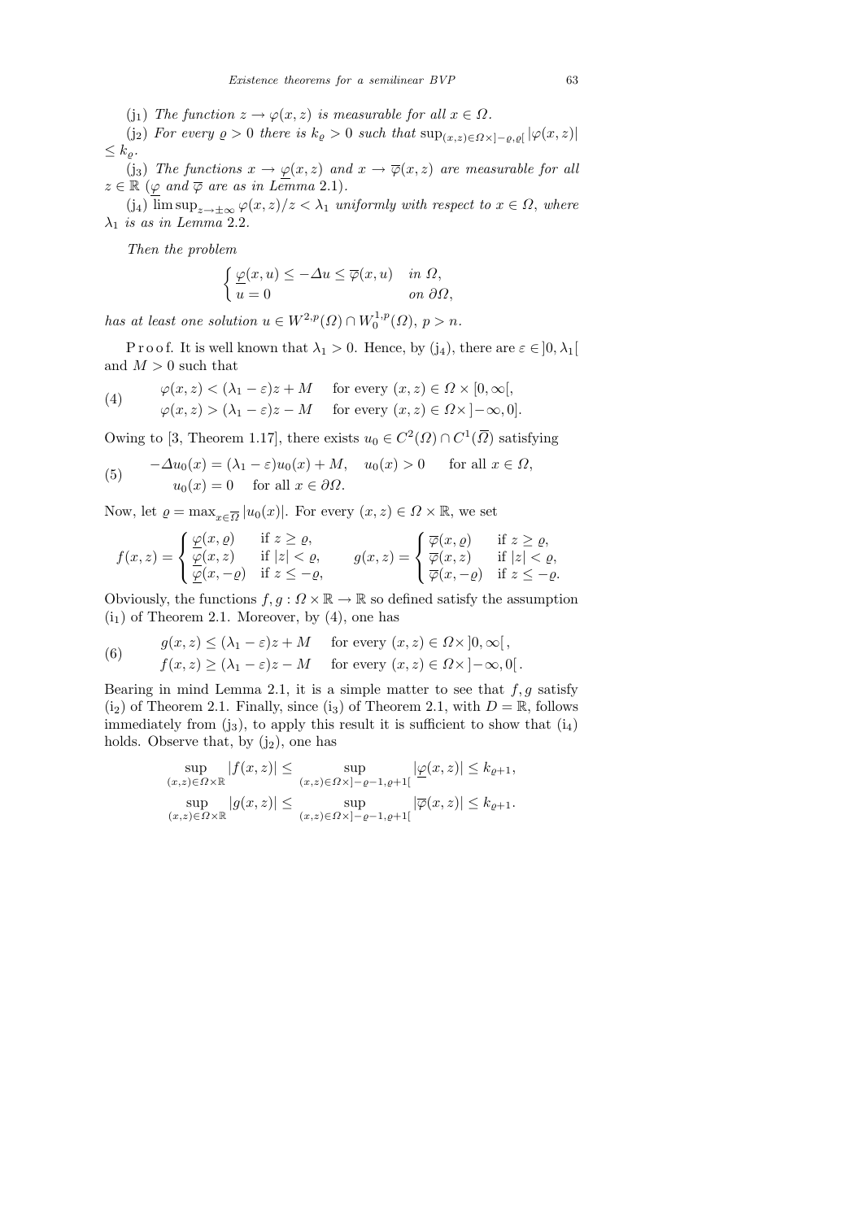($j_1$) *The function* $z \to \varphi(x,z)$ *is measurable for all* $x \in \Omega$.

($j_2$) *For every* $\varrho > 0$ *there is* $k_\varrho > 0$ *such that* $\sup_{(x,z)\in\Omega\times]-\varrho,\varrho[} |\varphi(x,z)| \leq k_\varrho$.

($j_3$) *The functions* $x \to \underline{\varphi}(x,z)$ *and* $x \to \overline{\varphi}(x,z)$ *are measurable for all* $z \in \mathbb{R}$ ($\underline{\varphi}$ *and* $\overline{\varphi}$ *are as in Lemma* 2.1).

($j_4$) $\limsup_{z\to\pm\infty} \varphi(x,z)/z < \lambda_1$ *uniformly with respect to* $x \in \Omega$, *where* $\lambda_1$ *is as in Lemma* 2.2.

*Then the problem*

$$
\begin{cases} \underline{\varphi}(x,u) \leq -\Delta u \leq \overline{\varphi}(x,u) & \text{in } \Omega, \\ u = 0 & \text{on } \partial\Omega, \end{cases}
$$

*has at least one solution* $u \in W^{2,p}(\Omega) \cap W_0^{1,p}(\Omega)$, $p > n$.

Proof. It is well known that $\lambda_1 > 0$. Hence, by ($j_4$), there are $\varepsilon \in ]0, \lambda_1[$ and $M > 0$ such that

$$
(4) \qquad \begin{aligned} &\varphi(x,z) < (\lambda_1 - \varepsilon)z + M \quad \text{for every } (x,z) \in \Omega \times [0,\infty[, \\ &\varphi(x,z) > (\lambda_1 - \varepsilon)z - M \quad \text{for every } (x,z) \in \Omega \times ]-\infty, 0]. \end{aligned}
$$

Owing to [3, Theorem 1.17], there exists $u_0 \in C^2(\Omega) \cap C^1(\overline{\Omega})$ satisfying

$$
(5) \qquad \begin{aligned} -\Delta u_0(x) = (\lambda_1 - \varepsilon)u_0(x) + M, \quad u_0(x) > 0 \quad &\text{for all } x \in \Omega, \\ u_0(x) = 0 \quad \text{for all } x \in \partial\Omega. \end{aligned}
$$

Now, let $\varrho = \max_{x\in\overline{\Omega}} |u_0(x)|$. For every $(x,z) \in \Omega \times \mathbb{R}$, we set

$$
f(x,z) = \begin{cases} \underline{\varphi}(x,\varrho) & \text{if } z \geq \varrho, \\ \underline{\varphi}(x,z) & \text{if } |z| < \varrho, \\ \underline{\varphi}(x,-\varrho) & \text{if } z \leq -\varrho, \end{cases} \qquad g(x,z) = \begin{cases} \overline{\varphi}(x,\varrho) & \text{if } z \geq \varrho, \\ \overline{\varphi}(x,z) & \text{if } |z| < \varrho, \\ \overline{\varphi}(x,-\varrho) & \text{if } z \leq -\varrho. \end{cases}
$$

Obviously, the functions $f, g : \Omega \times \mathbb{R} \to \mathbb{R}$ so defined satisfy the assumption ($i_1$) of Theorem 2.1. Moreover, by (4), one has

$$
(6) \qquad \begin{aligned} &g(x,z) \leq (\lambda_1 - \varepsilon)z + M \quad \text{for every } (x,z) \in \Omega \times ]0, \infty[\,, \\ &f(x,z) \geq (\lambda_1 - \varepsilon)z - M \quad \text{for every } (x,z) \in \Omega \times ]-\infty, 0[\,. \end{aligned}
$$

Bearing in mind Lemma 2.1, it is a simple matter to see that $f, g$ satisfy ($i_2$) of Theorem 2.1. Finally, since ($i_3$) of Theorem 2.1, with $D = \mathbb{R}$, follows immediately from ($j_3$), to apply this result it is sufficient to show that ($i_4$) holds. Observe that, by ($j_2$), one has

$$
\sup_{(x,z)\in\Omega\times\mathbb{R}} |f(x,z)| \leq \sup_{(x,z)\in\Omega\times]-\varrho-1,\varrho+1[} |\underline{\varphi}(x,z)| \leq k_{\varrho+1},
$$

$$
\sup_{(x,z)\in\Omega\times\mathbb{R}} |g(x,z)| \leq \sup_{(x,z)\in\Omega\times]-\varrho-1,\varrho+1[} |\overline{\varphi}(x,z)| \leq k_{\varrho+1}.
$$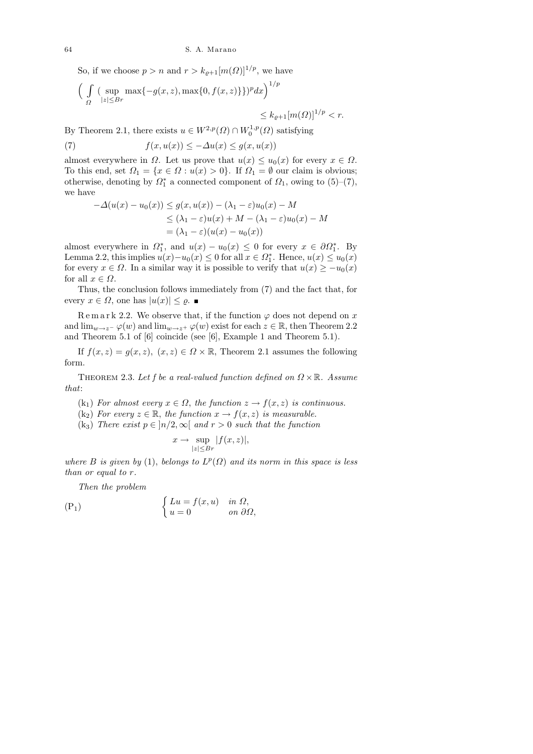So, if we choose $p > n$ and $r > k_{\varrho+1}[m(\Omega)]^{1/p}$, we have

$$\Big(\int_{\Omega}(\sup_{|z|\le Br}\max\{-g(x,z),\max\{0,f(x,z)\}\})^p dx\Big)^{1/p} \le k_{\varrho+1}[m(\Omega)]^{1/p} < r.$$

By Theorem 2.1, there exists $u \in W^{2,p}(\Omega) \cap W_0^{1,p}(\Omega)$ satisfying

$$f(x,u(x)) \le -\Delta u(x) \le g(x,u(x)) \tag{7}$$

almost everywhere in $\Omega$. Let us prove that $u(x) \le u_0(x)$ for every $x \in \Omega$. To this end, set $\Omega_1 = \{x \in \Omega : u(x) > 0\}$. If $\Omega_1 = \emptyset$ our claim is obvious; otherwise, denoting by $\Omega_1^*$ a connected component of $\Omega_1$, owing to (5)–(7), we have

$$\begin{aligned}
-\Delta(u(x)-u_0(x)) &\le g(x,u(x)) - (\lambda_1-\varepsilon)u_0(x) - M\\
&\le (\lambda_1-\varepsilon)u(x) + M - (\lambda_1-\varepsilon)u_0(x) - M\\
&= (\lambda_1-\varepsilon)(u(x)-u_0(x))
\end{aligned}$$

almost everywhere in $\Omega_1^*$, and $u(x) - u_0(x) \le 0$ for every $x \in \partial\Omega_1^*$. By Lemma 2.2, this implies $u(x)-u_0(x) \le 0$ for all $x \in \Omega_1^*$. Hence, $u(x) \le u_0(x)$ for every $x \in \Omega$. In a similar way it is possible to verify that $u(x) \ge -u_0(x)$ for all $x \in \Omega$.

Thus, the conclusion follows immediately from (7) and the fact that, for every $x \in \Omega$, one has $|u(x)| \le \varrho$. ∎

Remark 2.2. We observe that, if the function $\varphi$ does not depend on $x$ and $\lim_{w\to z^-}\varphi(w)$ and $\lim_{w\to z^+}\varphi(w)$ exist for each $z \in \mathbb{R}$, then Theorem 2.2 and Theorem 5.1 of [6] coincide (see [6], Example 1 and Theorem 5.1).

If $f(x,z) = g(x,z)$, $(x,z) \in \Omega \times \mathbb{R}$, Theorem 2.1 assumes the following form.

Theorem 2.3. *Let $f$ be a real-valued function defined on $\Omega \times \mathbb{R}$. Assume that*:

($k_1$) *For almost every $x \in \Omega$, the function $z \to f(x,z)$ is continuous.*

($k_2$) *For every $z \in \mathbb{R}$, the function $x \to f(x,z)$ is measurable.*

($k_3$) *There exist $p \in ]n/2,\infty[$ and $r > 0$ such that the function*

$$x \to \sup_{|z|\le Br}|f(x,z)|,$$

*where $B$ is given by (1), belongs to $L^p(\Omega)$ and its norm in this space is less than or equal to $r$.*

*Then the problem*

$$\begin{cases} Lu = f(x,u) & \text{in } \Omega,\\ u = 0 & \text{on } \partial\Omega, \end{cases} \tag{P$_1$}$$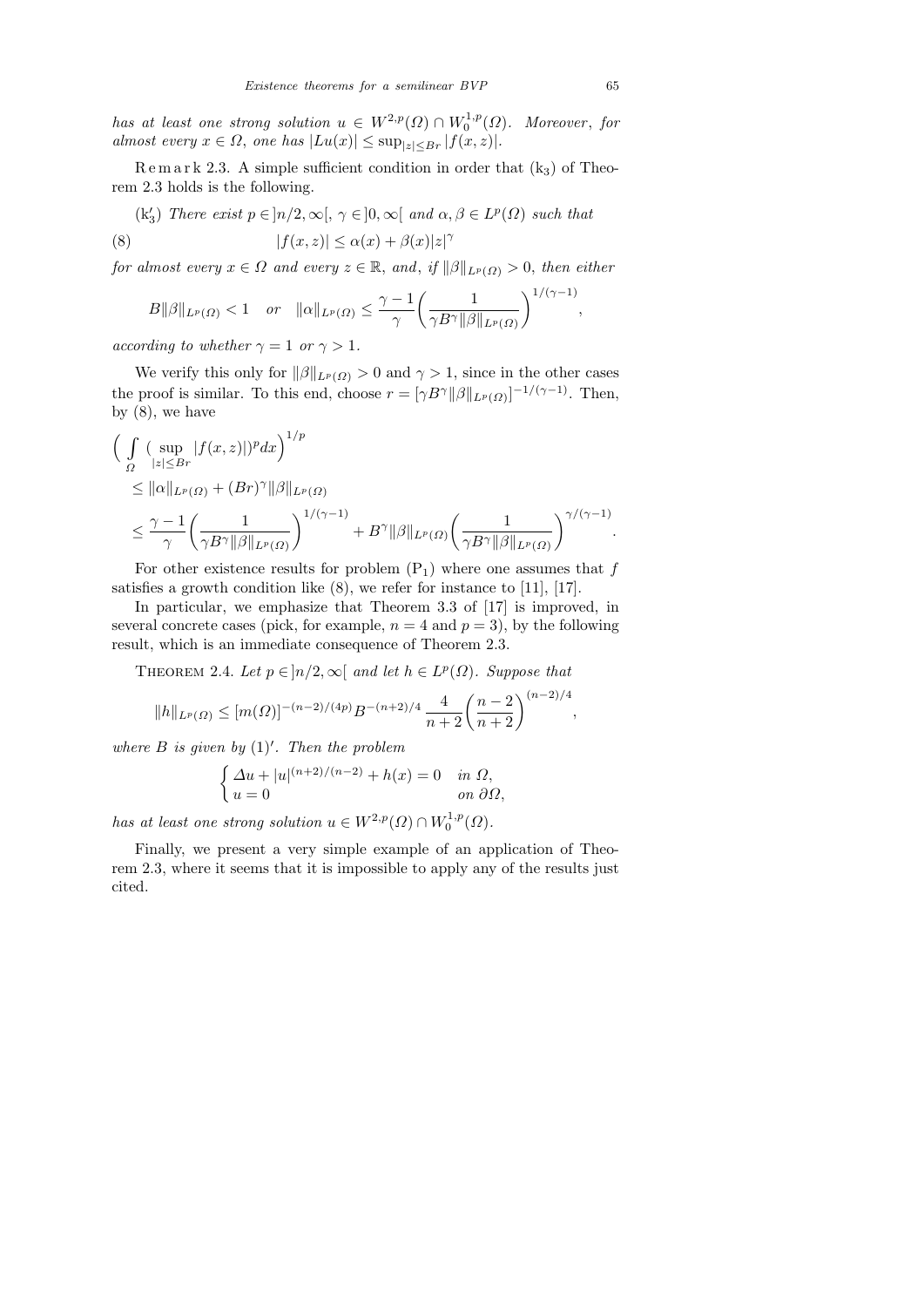*has at least one strong solution* $u \in W^{2,p}(\Omega) \cap W_0^{1,p}(\Omega)$. *Moreover*, *for almost every* $x \in \Omega$, *one has* $|Lu(x)| \le \sup_{|z|\le Br} |f(x,z)|$.

Remark 2.3. A simple sufficient condition in order that $(k_3)$ of Theorem 2.3 holds is the following.

$(k_3')$ *There exist* $p \in ]n/2, \infty[$, $\gamma \in ]0, \infty[$ *and* $\alpha, \beta \in L^p(\Omega)$ *such that*

$$|f(x,z)| \le \alpha(x) + \beta(x)|z|^\gamma \tag{8}$$

*for almost every* $x \in \Omega$ *and every* $z \in \mathbb{R}$, *and*, *if* $\|\beta\|_{L^p(\Omega)} > 0$, *then either*

$$B\|\beta\|_{L^p(\Omega)} < 1 \quad or \quad \|\alpha\|_{L^p(\Omega)} \le \frac{\gamma-1}{\gamma}\left(\frac{1}{\gamma B^\gamma \|\beta\|_{L^p(\Omega)}}\right)^{1/(\gamma-1)},$$

*according to whether* $\gamma = 1$ *or* $\gamma > 1$.

We verify this only for $\|\beta\|_{L^p(\Omega)} > 0$ and $\gamma > 1$, since in the other cases the proof is similar. To this end, choose $r = [\gamma B^\gamma \|\beta\|_{L^p(\Omega)}]^{-1/(\gamma-1)}$. Then, by (8), we have

$$\begin{aligned}
&\Big(\int_\Omega (\sup_{|z|\le Br} |f(x,z)|)^p dx\Big)^{1/p} \\
&\le \|\alpha\|_{L^p(\Omega)} + (Br)^\gamma \|\beta\|_{L^p(\Omega)} \\
&\le \frac{\gamma-1}{\gamma}\left(\frac{1}{\gamma B^\gamma \|\beta\|_{L^p(\Omega)}}\right)^{1/(\gamma-1)} + B^\gamma \|\beta\|_{L^p(\Omega)}\left(\frac{1}{\gamma B^\gamma \|\beta\|_{L^p(\Omega)}}\right)^{\gamma/(\gamma-1)}.
\end{aligned}$$

For other existence results for problem $(P_1)$ where one assumes that $f$ satisfies a growth condition like (8), we refer for instance to [11], [17].

In particular, we emphasize that Theorem 3.3 of [17] is improved, in several concrete cases (pick, for example, $n = 4$ and $p = 3$), by the following result, which is an immediate consequence of Theorem 2.3.

THEOREM 2.4. *Let* $p \in ]n/2, \infty[$ *and let* $h \in L^p(\Omega)$. *Suppose that*

$$\|h\|_{L^p(\Omega)} \le [m(\Omega)]^{-(n-2)/(4p)} B^{-(n+2)/4} \frac{4}{n+2}\left(\frac{n-2}{n+2}\right)^{(n-2)/4},$$

*where* $B$ *is given by* $(1)'$. *Then the problem*

$$\begin{cases} \Delta u + |u|^{(n+2)/(n-2)} + h(x) = 0 & in\ \Omega, \\ u = 0 & on\ \partial\Omega, \end{cases}$$

*has at least one strong solution* $u \in W^{2,p}(\Omega) \cap W_0^{1,p}(\Omega)$.

Finally, we present a very simple example of an application of Theorem 2.3, where it seems that it is impossible to apply any of the results just cited.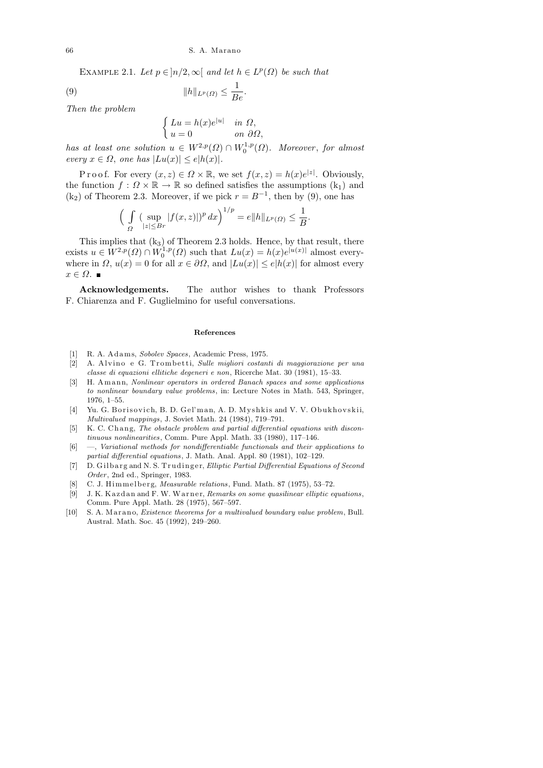EXAMPLE 2.1. *Let $p \in ]n/2, \infty[$ and let $h \in L^p(\Omega)$ be such that*

$$\|h\|_{L^p(\Omega)} \leq \frac{1}{Be}. \tag{9}$$

*Then the problem*

$$\begin{cases} Lu = h(x)e^{|u|} & \text{in } \Omega, \\ u = 0 & \text{on } \partial\Omega, \end{cases}$$

*has at least one solution $u \in W^{2,p}(\Omega) \cap W_0^{1,p}(\Omega)$. Moreover, for almost every $x \in \Omega$, one has $|Lu(x)| \leq e|h(x)|$.*

Proof. For every $(x, z) \in \Omega \times \mathbb{R}$, we set $f(x, z) = h(x)e^{|z|}$. Obviously, the function $f : \Omega \times \mathbb{R} \to \mathbb{R}$ so defined satisfies the assumptions $(k_1)$ and $(k_2)$ of Theorem 2.3. Moreover, if we pick $r = B^{-1}$, then by (9), one has

$$\Big( \int_{\Omega} \big( \sup_{|z| \leq Br} |f(x, z)| \big)^p \, dx \Big)^{1/p} = e\|h\|_{L^p(\Omega)} \leq \frac{1}{B}.$$

This implies that $(k_3)$ of Theorem 2.3 holds. Hence, by that result, there exists $u \in W^{2,p}(\Omega) \cap W_0^{1,p}(\Omega)$ such that $Lu(x) = h(x)e^{|u(x)|}$ almost everywhere in $\Omega$, $u(x) = 0$ for all $x \in \partial\Omega$, and $|Lu(x)| \leq e|h(x)|$ for almost every $x \in \Omega$. ∎

**Acknowledgements.** The author wishes to thank Professors F. Chiarenza and F. Guglielmino for useful conversations.

## References

[1] R. A. Adams, *Sobolev Spaces*, Academic Press, 1975.

[2] A. Alvino e G. Trombetti, *Sulle migliori costanti di maggiorazione per una classe di equazioni ellitiche degeneri e non*, Ricerche Mat. 30 (1981), 15–33.

[3] H. Amann, *Nonlinear operators in ordered Banach spaces and some applications to nonlinear boundary value problems*, in: Lecture Notes in Math. 543, Springer, 1976, 1–55.

[4] Yu. G. Borisovich, B. D. Gel'man, A. D. Myshkis and V. V. Obukhovskii, *Multivalued mappings*, J. Soviet Math. 24 (1984), 719–791.

[5] K. C. Chang, *The obstacle problem and partial differential equations with discontinuous nonlinearities*, Comm. Pure Appl. Math. 33 (1980), 117–146.

[6] —, *Variational methods for nondifferentiable functionals and their applications to partial differential equations*, J. Math. Anal. Appl. 80 (1981), 102–129.

[7] D. Gilbarg and N. S. Trudinger, *Elliptic Partial Differential Equations of Second Order*, 2nd ed., Springer, 1983.

[8] C. J. Himmelberg, *Measurable relations*, Fund. Math. 87 (1975), 53–72.

[9] J. K. Kazdan and F. W. Warner, *Remarks on some quasilinear elliptic equations*, Comm. Pure Appl. Math. 28 (1975), 567–597.

[10] S. A. Marano, *Existence theorems for a multivalued boundary value problem*, Bull. Austral. Math. Soc. 45 (1992), 249–260.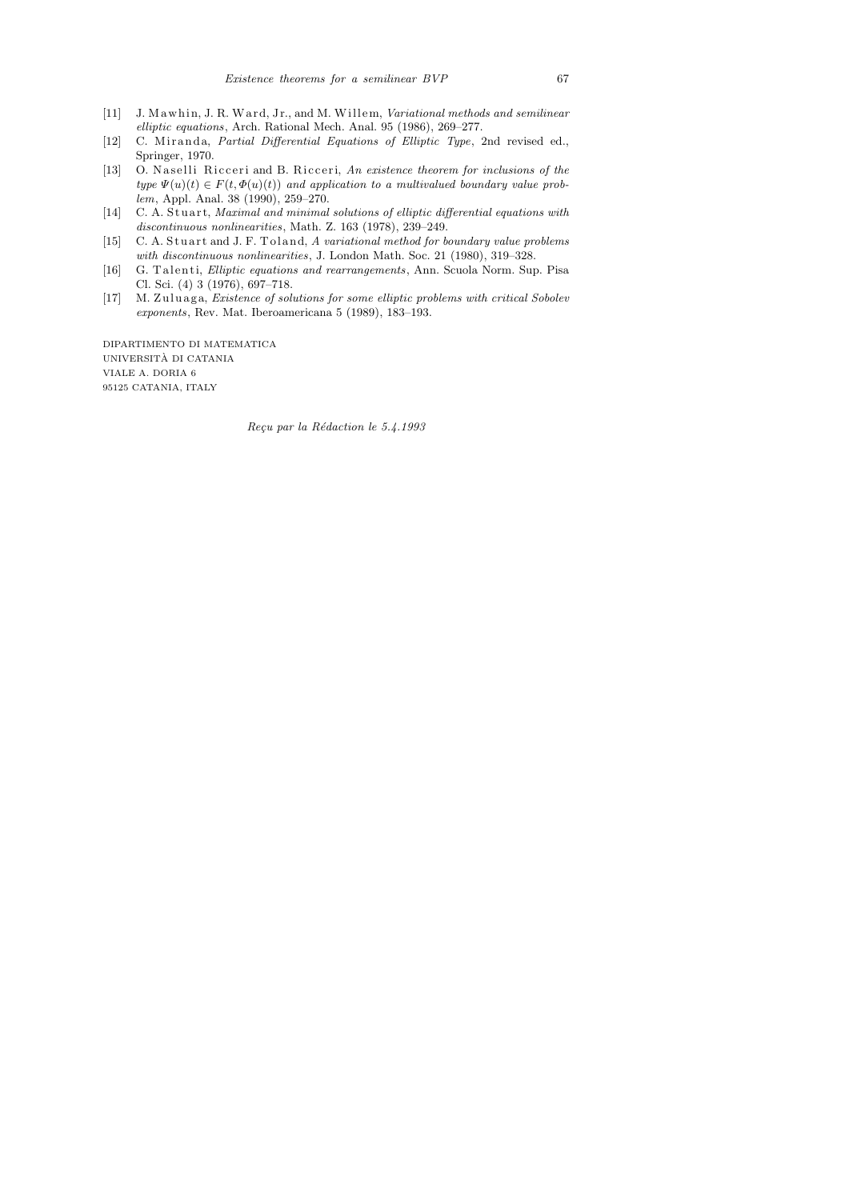[11] J. Mawhin, J. R. Ward, Jr., and M. Willem, *Variational methods and semilinear elliptic equations*, Arch. Rational Mech. Anal. 95 (1986), 269–277.

[12] C. Miranda, *Partial Differential Equations of Elliptic Type*, 2nd revised ed., Springer, 1970.

[13] O. Naselli Ricceri and B. Ricceri, *An existence theorem for inclusions of the type $\Psi(u)(t) \in F(t, \Phi(u)(t))$ and application to a multivalued boundary value problem*, Appl. Anal. 38 (1990), 259–270.

[14] C. A. Stuart, *Maximal and minimal solutions of elliptic differential equations with discontinuous nonlinearities*, Math. Z. 163 (1978), 239–249.

[15] C. A. Stuart and J. F. Toland, *A variational method for boundary value problems with discontinuous nonlinearities*, J. London Math. Soc. 21 (1980), 319–328.

[16] G. Talenti, *Elliptic equations and rearrangements*, Ann. Scuola Norm. Sup. Pisa Cl. Sci. (4) 3 (1976), 697–718.

[17] M. Zuluaga, *Existence of solutions for some elliptic problems with critical Sobolev exponents*, Rev. Mat. Iberoamericana 5 (1989), 183–193.

DIPARTIMENTO DI MATEMATICA
UNIVERSITÀ DI CATANIA
VIALE A. DORIA 6
95125 CATANIA, ITALY

*Reçu par la Rédaction le 5.4.1993*